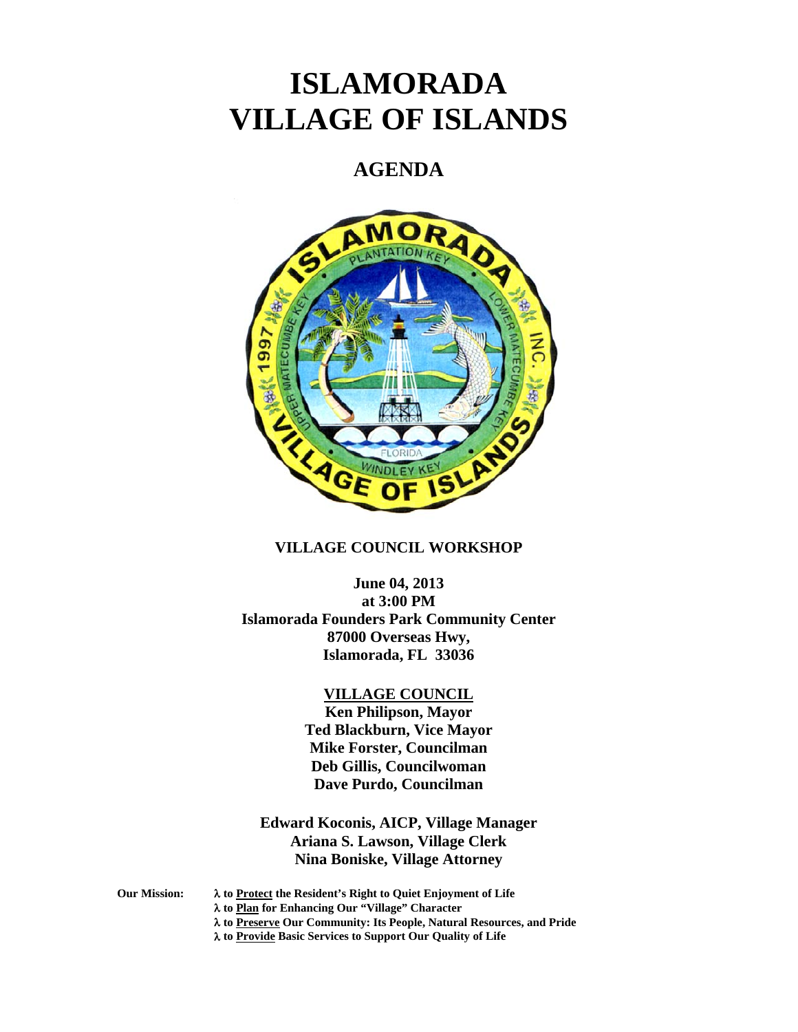# ISLAMORADA VILLAGE OF ISLANDS

## AGENDA

**VILLAGE COUNCIL WORKSHOP**

**June 04, 2013**
**at 3:00 PM**
**Islamorada Founders Park Community Center**
**87000 Overseas Hwy,**
**Islamorada, FL 33036**

**VILLAGE COUNCIL**
**Ken Philipson, Mayor**
**Ted Blackburn, Vice Mayor**
**Mike Forster, Councilman**
**Deb Gillis, Councilwoman**
**Dave Purdo, Councilman**

**Edward Koconis, AICP, Village Manager**
**Ariana S. Lawson, Village Clerk**
**Nina Boniske, Village Attorney**

**Our Mission:**

- **to Protect the Resident's Right to Quiet Enjoyment of Life**
- **to Plan for Enhancing Our "Village" Character**
- **to Preserve Our Community: Its People, Natural Resources, and Pride**
- **to Provide Basic Services to Support Our Quality of Life**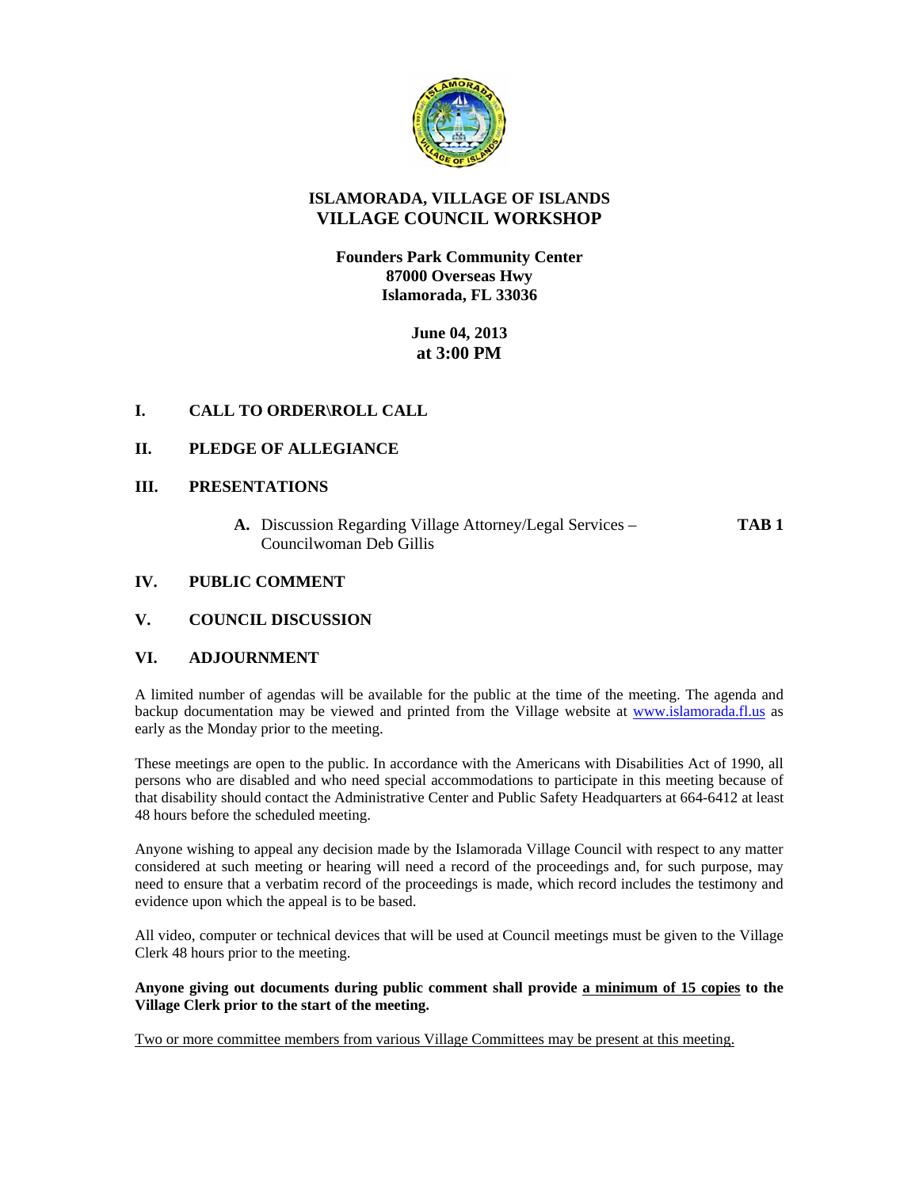# ISLAMORADA, VILLAGE OF ISLANDS
## VILLAGE COUNCIL WORKSHOP

**Founders Park Community Center**
**87000 Overseas Hwy**
**Islamorada, FL 33036**

**June 04, 2013**
**at 3:00 PM**

**I. CALL TO ORDER\ROLL CALL**

**II. PLEDGE OF ALLEGIANCE**

**III. PRESENTATIONS**

- **A.** Discussion Regarding Village Attorney/Legal Services – Councilwoman Deb Gillis **TAB 1**

**IV. PUBLIC COMMENT**

**V. COUNCIL DISCUSSION**

**VI. ADJOURNMENT**

A limited number of agendas will be available for the public at the time of the meeting. The agenda and backup documentation may be viewed and printed from the Village website at www.islamorada.fl.us as early as the Monday prior to the meeting.

These meetings are open to the public. In accordance with the Americans with Disabilities Act of 1990, all persons who are disabled and who need special accommodations to participate in this meeting because of that disability should contact the Administrative Center and Public Safety Headquarters at 664-6412 at least 48 hours before the scheduled meeting.

Anyone wishing to appeal any decision made by the Islamorada Village Council with respect to any matter considered at such meeting or hearing will need a record of the proceedings and, for such purpose, may need to ensure that a verbatim record of the proceedings is made, which record includes the testimony and evidence upon which the appeal is to be based.

All video, computer or technical devices that will be used at Council meetings must be given to the Village Clerk 48 hours prior to the meeting.

**Anyone giving out documents during public comment shall provide a minimum of 15 copies to the Village Clerk prior to the start of the meeting.**

Two or more committee members from various Village Committees may be present at this meeting.